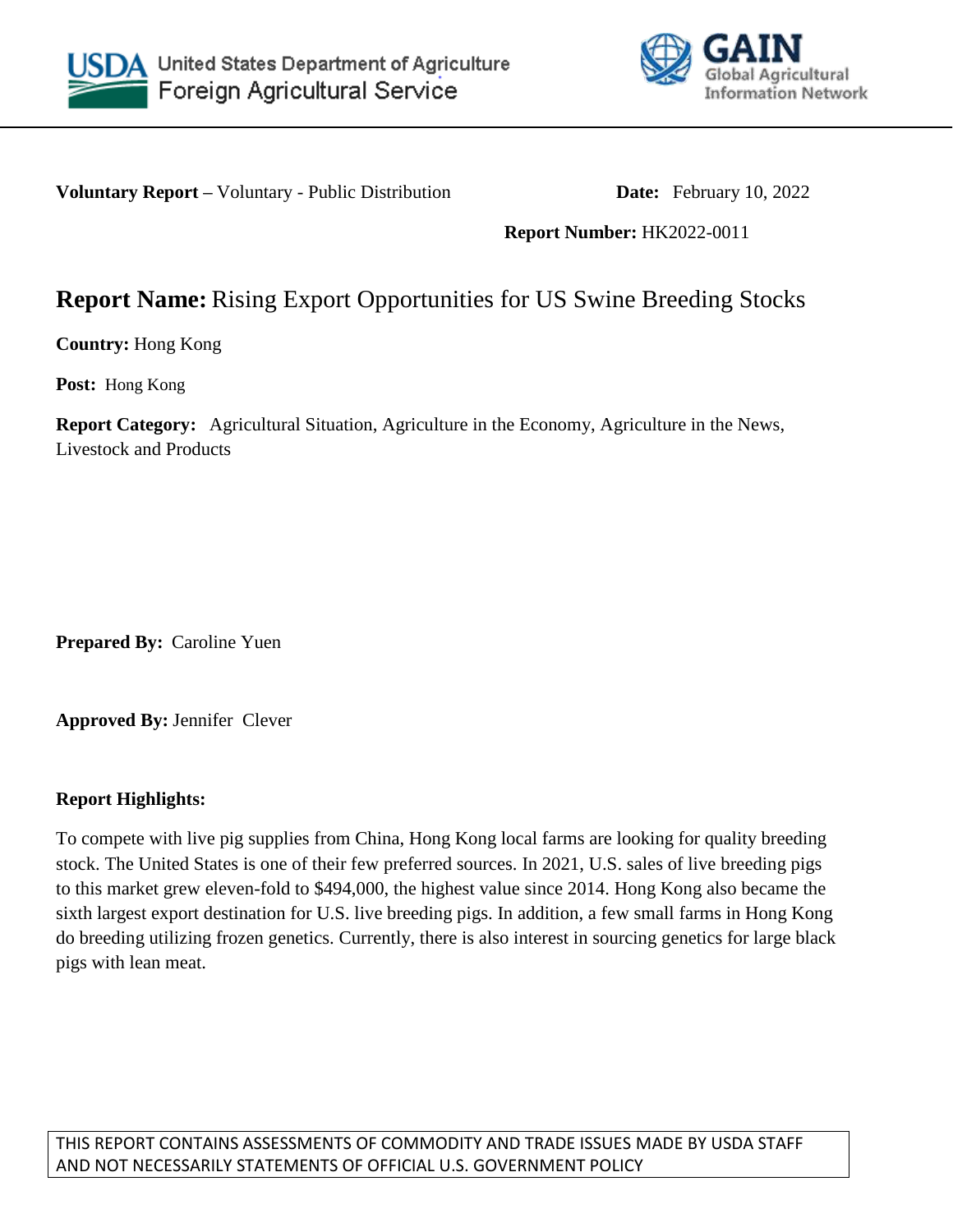United States Department of Agriculture
Foreign Agricultural Service

GAIN
Global Agricultural Information Network

**Voluntary Report –** Voluntary - Public Distribution **Date:** February 10, 2022

**Report Number:** HK2022-0011

# Report Name: Rising Export Opportunities for US Swine Breeding Stocks

**Country:** Hong Kong

**Post:** Hong Kong

**Report Category:** Agricultural Situation, Agriculture in the Economy, Agriculture in the News, Livestock and Products

**Prepared By:** Caroline Yuen

**Approved By:** Jennifer Clever

**Report Highlights:**

To compete with live pig supplies from China, Hong Kong local farms are looking for quality breeding stock. The United States is one of their few preferred sources. In 2021, U.S. sales of live breeding pigs to this market grew eleven-fold to $494,000, the highest value since 2014. Hong Kong also became the sixth largest export destination for U.S. live breeding pigs. In addition, a few small farms in Hong Kong do breeding utilizing frozen genetics. Currently, there is also interest in sourcing genetics for large black pigs with lean meat.

THIS REPORT CONTAINS ASSESSMENTS OF COMMODITY AND TRADE ISSUES MADE BY USDA STAFF AND NOT NECESSARILY STATEMENTS OF OFFICIAL U.S. GOVERNMENT POLICY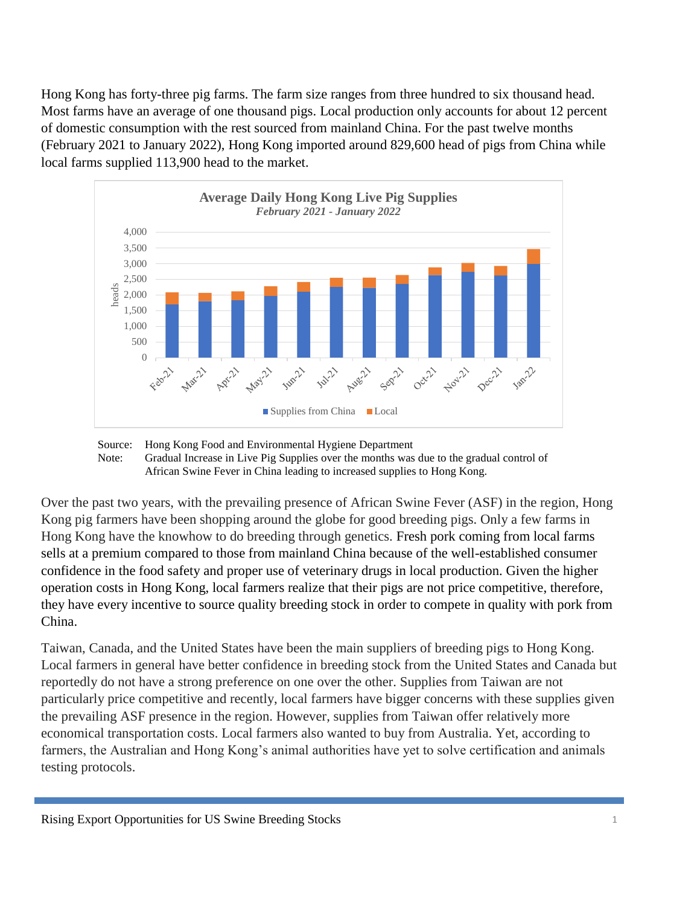Hong Kong has forty-three pig farms. The farm size ranges from three hundred to six thousand head. Most farms have an average of one thousand pigs. Local production only accounts for about 12 percent of domestic consumption with the rest sourced from mainland China. For the past twelve months (February 2021 to January 2022), Hong Kong imported around 829,600 head of pigs from China while local farms supplied 113,900 head to the market.

**Average Daily Hong Kong Live Pig Supplies**
*February 2021 - January 2022*

Source: Hong Kong Food and Environmental Hygiene Department
Note: Gradual Increase in Live Pig Supplies over the months was due to the gradual control of African Swine Fever in China leading to increased supplies to Hong Kong.

Over the past two years, with the prevailing presence of African Swine Fever (ASF) in the region, Hong Kong pig farmers have been shopping around the globe for good breeding pigs. Only a few farms in Hong Kong have the knowhow to do breeding through genetics. Fresh pork coming from local farms sells at a premium compared to those from mainland China because of the well-established consumer confidence in the food safety and proper use of veterinary drugs in local production. Given the higher operation costs in Hong Kong, local farmers realize that their pigs are not price competitive, therefore, they have every incentive to source quality breeding stock in order to compete in quality with pork from China.

Taiwan, Canada, and the United States have been the main suppliers of breeding pigs to Hong Kong. Local farmers in general have better confidence in breeding stock from the United States and Canada but reportedly do not have a strong preference on one over the other. Supplies from Taiwan are not particularly price competitive and recently, local farmers have bigger concerns with these supplies given the prevailing ASF presence in the region. However, supplies from Taiwan offer relatively more economical transportation costs. Local farmers also wanted to buy from Australia. Yet, according to farmers, the Australian and Hong Kong's animal authorities have yet to solve certification and animals testing protocols.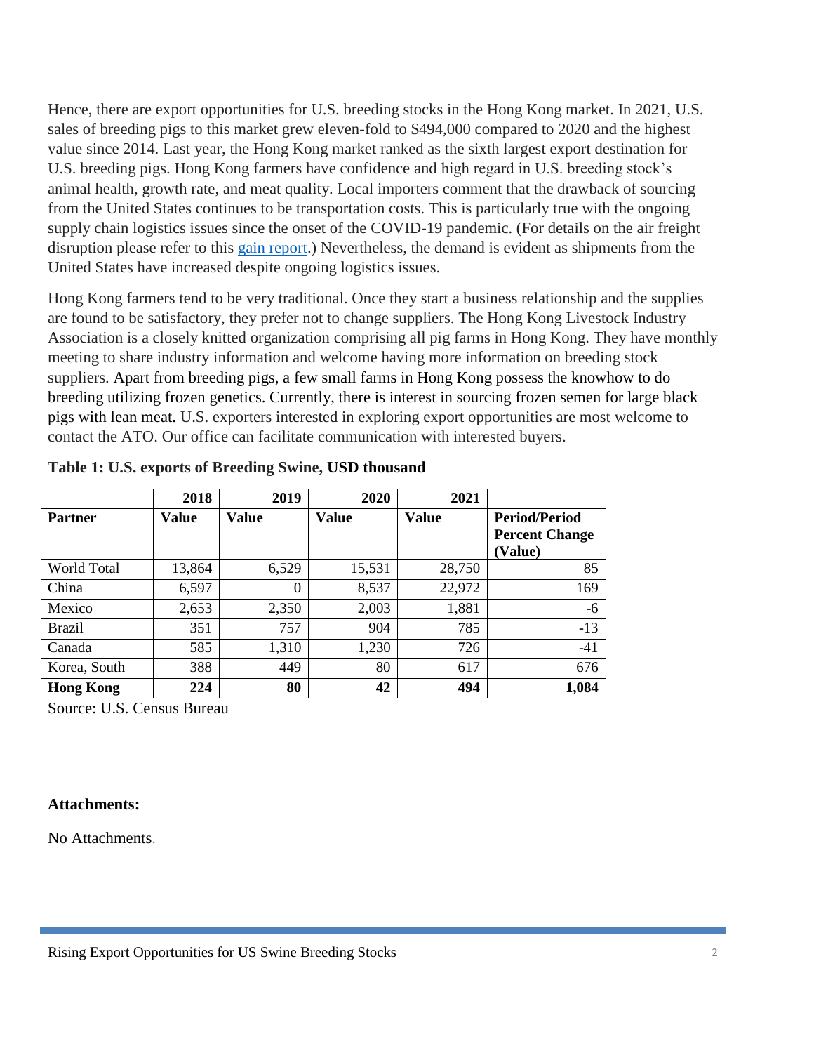Hence, there are export opportunities for U.S. breeding stocks in the Hong Kong market. In 2021, U.S. sales of breeding pigs to this market grew eleven-fold to $494,000 compared to 2020 and the highest value since 2014. Last year, the Hong Kong market ranked as the sixth largest export destination for U.S. breeding pigs. Hong Kong farmers have confidence and high regard in U.S. breeding stock's animal health, growth rate, and meat quality. Local importers comment that the drawback of sourcing from the United States continues to be transportation costs. This is particularly true with the ongoing supply chain logistics issues since the onset of the COVID-19 pandemic. (For details on the air freight disruption please refer to this gain report.) Nevertheless, the demand is evident as shipments from the United States have increased despite ongoing logistics issues.

Hong Kong farmers tend to be very traditional. Once they start a business relationship and the supplies are found to be satisfactory, they prefer not to change suppliers. The Hong Kong Livestock Industry Association is a closely knitted organization comprising all pig farms in Hong Kong. They have monthly meeting to share industry information and welcome having more information on breeding stock suppliers. Apart from breeding pigs, a few small farms in Hong Kong possess the knowhow to do breeding utilizing frozen genetics. Currently, there is interest in sourcing frozen semen for large black pigs with lean meat. U.S. exporters interested in exploring export opportunities are most welcome to contact the ATO. Our office can facilitate communication with interested buyers.

**Table 1: U.S. exports of Breeding Swine, USD thousand**

| | 2018 | 2019 | 2020 | 2021 | |
|---|---|---|---|---|---|
| **Partner** | **Value** | **Value** | **Value** | **Value** | **Period/Period Percent Change (Value)** |
| World Total | 13,864 | 6,529 | 15,531 | 28,750 | 85 |
| China | 6,597 | 0 | 8,537 | 22,972 | 169 |
| Mexico | 2,653 | 2,350 | 2,003 | 1,881 | -6 |
| Brazil | 351 | 757 | 904 | 785 | -13 |
| Canada | 585 | 1,310 | 1,230 | 726 | -41 |
| Korea, South | 388 | 449 | 80 | 617 | 676 |
| **Hong Kong** | **224** | **80** | **42** | **494** | **1,084** |

Source: U.S. Census Bureau

**Attachments:**

No Attachments.